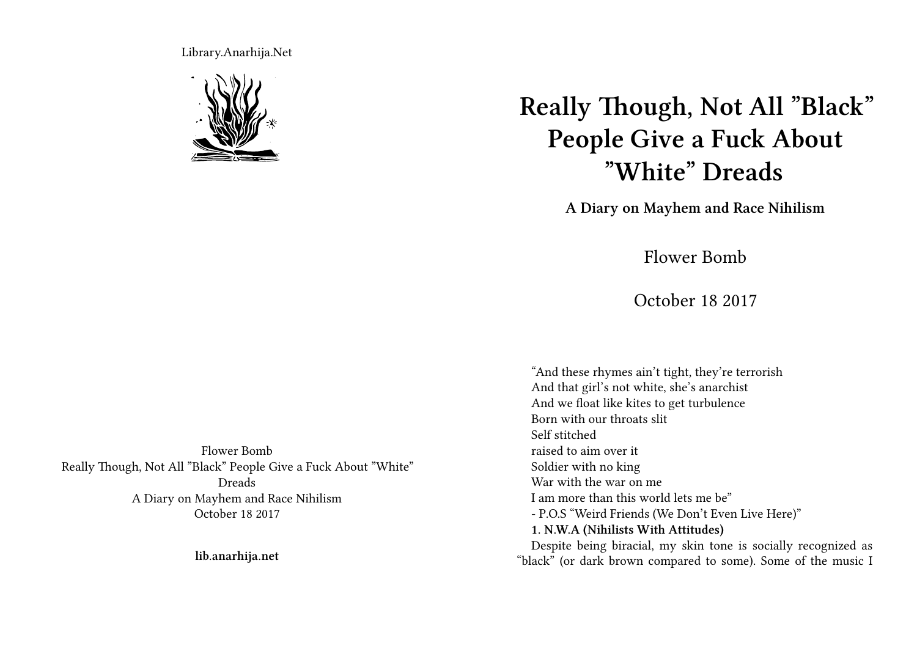Library.Anarhija.Net

Flower Bomb
Really Though, Not All ”Black” People Give a Fuck About ”White” Dreads
A Diary on Mayhem and Race Nihilism
October 18 2017

**lib.anarhija.net**

# Really Though, Not All ”Black” People Give a Fuck About ”White” Dreads

**A Diary on Mayhem and Race Nihilism**

Flower Bomb

October 18 2017

“And these rhymes ain’t tight, they’re terrorish
And that girl’s not white, she’s anarchist
And we float like kites to get turbulence
Born with our throats slit
Self stitched
raised to aim over it
Soldier with no king
War with the war on me
I am more than this world lets me be”
- P.O.S “Weird Friends (We Don’t Even Live Here)”

**1. N.W.A (Nihilists With Attitudes)**

Despite being biracial, my skin tone is socially recognized as “black” (or dark brown compared to some). Some of the music I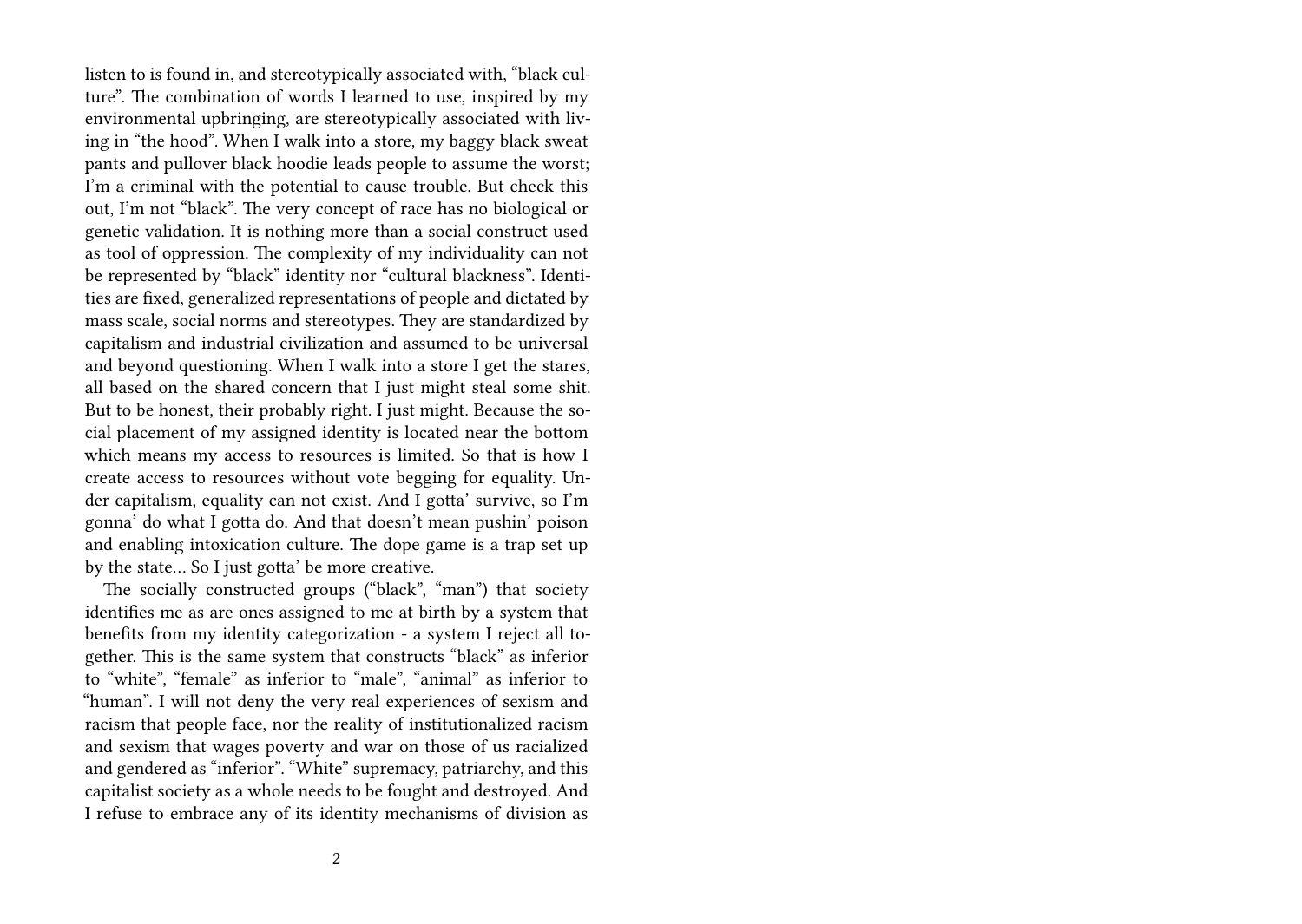listen to is found in, and stereotypically associated with, "black culture". The combination of words I learned to use, inspired by my environmental upbringing, are stereotypically associated with living in "the hood". When I walk into a store, my baggy black sweat pants and pullover black hoodie leads people to assume the worst; I'm a criminal with the potential to cause trouble. But check this out, I'm not "black". The very concept of race has no biological or genetic validation. It is nothing more than a social construct used as tool of oppression. The complexity of my individuality can not be represented by "black" identity nor "cultural blackness". Identities are fixed, generalized representations of people and dictated by mass scale, social norms and stereotypes. They are standardized by capitalism and industrial civilization and assumed to be universal and beyond questioning. When I walk into a store I get the stares, all based on the shared concern that I just might steal some shit. But to be honest, their probably right. I just might. Because the social placement of my assigned identity is located near the bottom which means my access to resources is limited. So that is how I create access to resources without vote begging for equality. Under capitalism, equality can not exist. And I gotta' survive, so I'm gonna' do what I gotta do. And that doesn't mean pushin' poison and enabling intoxication culture. The dope game is a trap set up by the state… So I just gotta' be more creative.

The socially constructed groups ("black", "man") that society identifies me as are ones assigned to me at birth by a system that benefits from my identity categorization - a system I reject all together. This is the same system that constructs "black" as inferior to "white", "female" as inferior to "male", "animal" as inferior to "human". I will not deny the very real experiences of sexism and racism that people face, nor the reality of institutionalized racism and sexism that wages poverty and war on those of us racialized and gendered as "inferior". "White" supremacy, patriarchy, and this capitalist society as a whole needs to be fought and destroyed. And I refuse to embrace any of its identity mechanisms of division as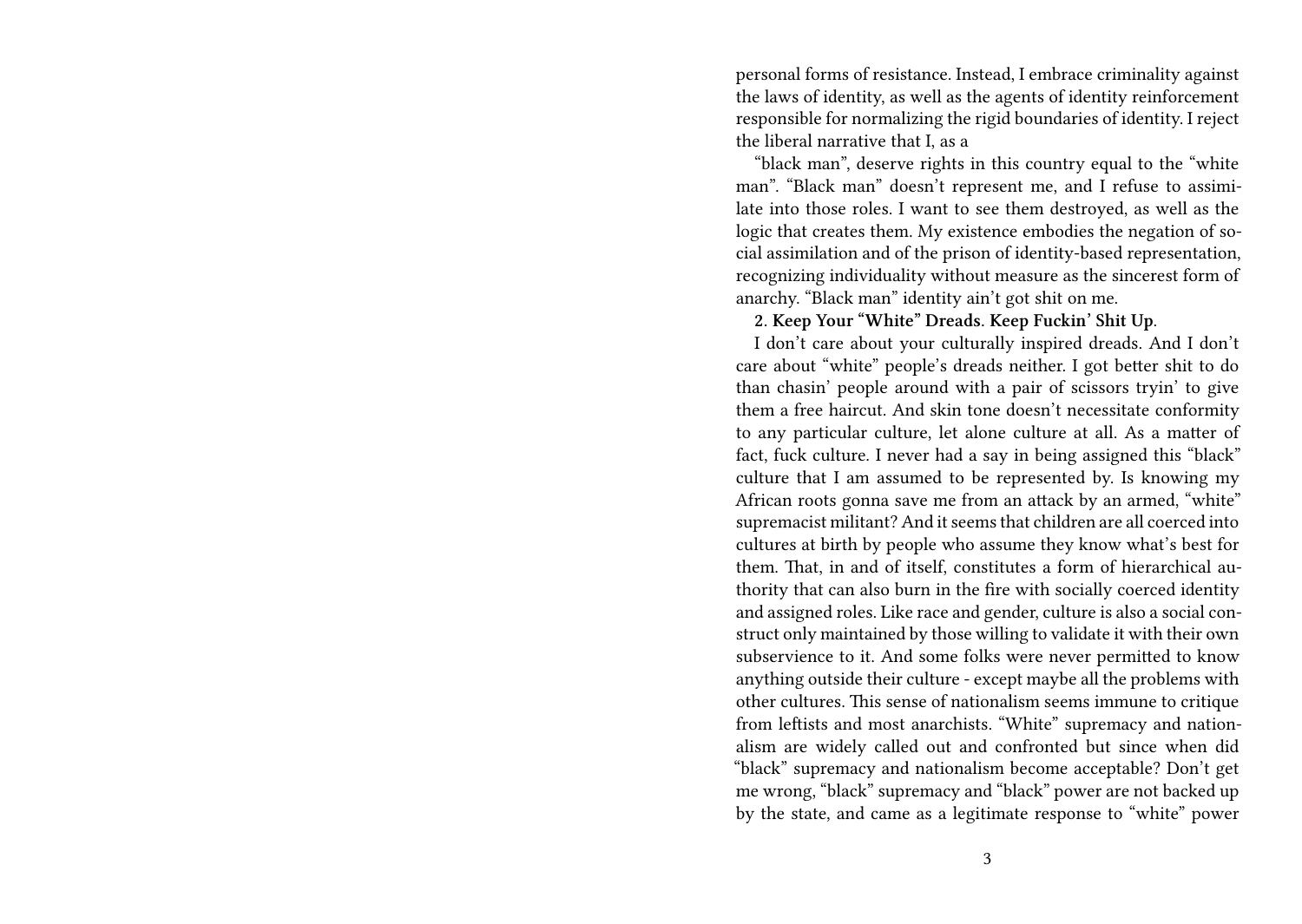personal forms of resistance. Instead, I embrace criminality against the laws of identity, as well as the agents of identity reinforcement responsible for normalizing the rigid boundaries of identity. I reject the liberal narrative that I, as a

"black man", deserve rights in this country equal to the "white man". "Black man" doesn't represent me, and I refuse to assimilate into those roles. I want to see them destroyed, as well as the logic that creates them. My existence embodies the negation of social assimilation and of the prison of identity-based representation, recognizing individuality without measure as the sincerest form of anarchy. "Black man" identity ain't got shit on me.

**2. Keep Your "White" Dreads. Keep Fuckin' Shit Up.**

I don't care about your culturally inspired dreads. And I don't care about "white" people's dreads neither. I got better shit to do than chasin' people around with a pair of scissors tryin' to give them a free haircut. And skin tone doesn't necessitate conformity to any particular culture, let alone culture at all. As a matter of fact, fuck culture. I never had a say in being assigned this "black" culture that I am assumed to be represented by. Is knowing my African roots gonna save me from an attack by an armed, "white" supremacist militant? And it seems that children are all coerced into cultures at birth by people who assume they know what's best for them. That, in and of itself, constitutes a form of hierarchical authority that can also burn in the fire with socially coerced identity and assigned roles. Like race and gender, culture is also a social construct only maintained by those willing to validate it with their own subservience to it. And some folks were never permitted to know anything outside their culture - except maybe all the problems with other cultures. This sense of nationalism seems immune to critique from leftists and most anarchists. "White" supremacy and nationalism are widely called out and confronted but since when did "black" supremacy and nationalism become acceptable? Don't get me wrong, "black" supremacy and "black" power are not backed up by the state, and came as a legitimate response to "white" power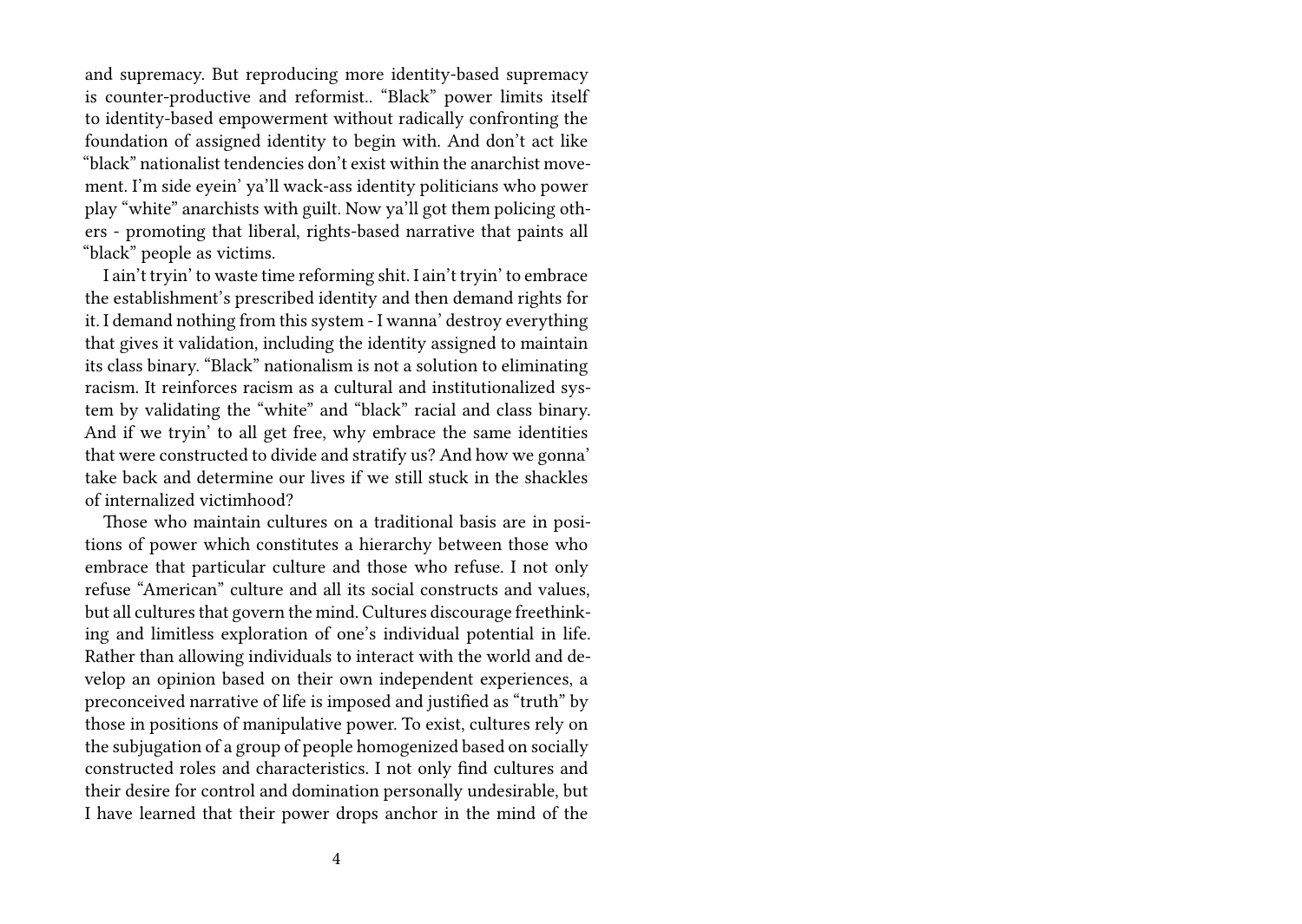and supremacy. But reproducing more identity-based supremacy is counter-productive and reformist.. "Black" power limits itself to identity-based empowerment without radically confronting the foundation of assigned identity to begin with. And don't act like "black" nationalist tendencies don't exist within the anarchist movement. I'm side eyein' ya'll wack-ass identity politicians who power play "white" anarchists with guilt. Now ya'll got them policing others - promoting that liberal, rights-based narrative that paints all "black" people as victims.

I ain't tryin' to waste time reforming shit. I ain't tryin' to embrace the establishment's prescribed identity and then demand rights for it. I demand nothing from this system - I wanna' destroy everything that gives it validation, including the identity assigned to maintain its class binary. "Black" nationalism is not a solution to eliminating racism. It reinforces racism as a cultural and institutionalized system by validating the "white" and "black" racial and class binary. And if we tryin' to all get free, why embrace the same identities that were constructed to divide and stratify us? And how we gonna' take back and determine our lives if we still stuck in the shackles of internalized victimhood?

Those who maintain cultures on a traditional basis are in positions of power which constitutes a hierarchy between those who embrace that particular culture and those who refuse. I not only refuse "American" culture and all its social constructs and values, but all cultures that govern the mind. Cultures discourage freethinking and limitless exploration of one's individual potential in life. Rather than allowing individuals to interact with the world and develop an opinion based on their own independent experiences, a preconceived narrative of life is imposed and justified as "truth" by those in positions of manipulative power. To exist, cultures rely on the subjugation of a group of people homogenized based on socially constructed roles and characteristics. I not only find cultures and their desire for control and domination personally undesirable, but I have learned that their power drops anchor in the mind of the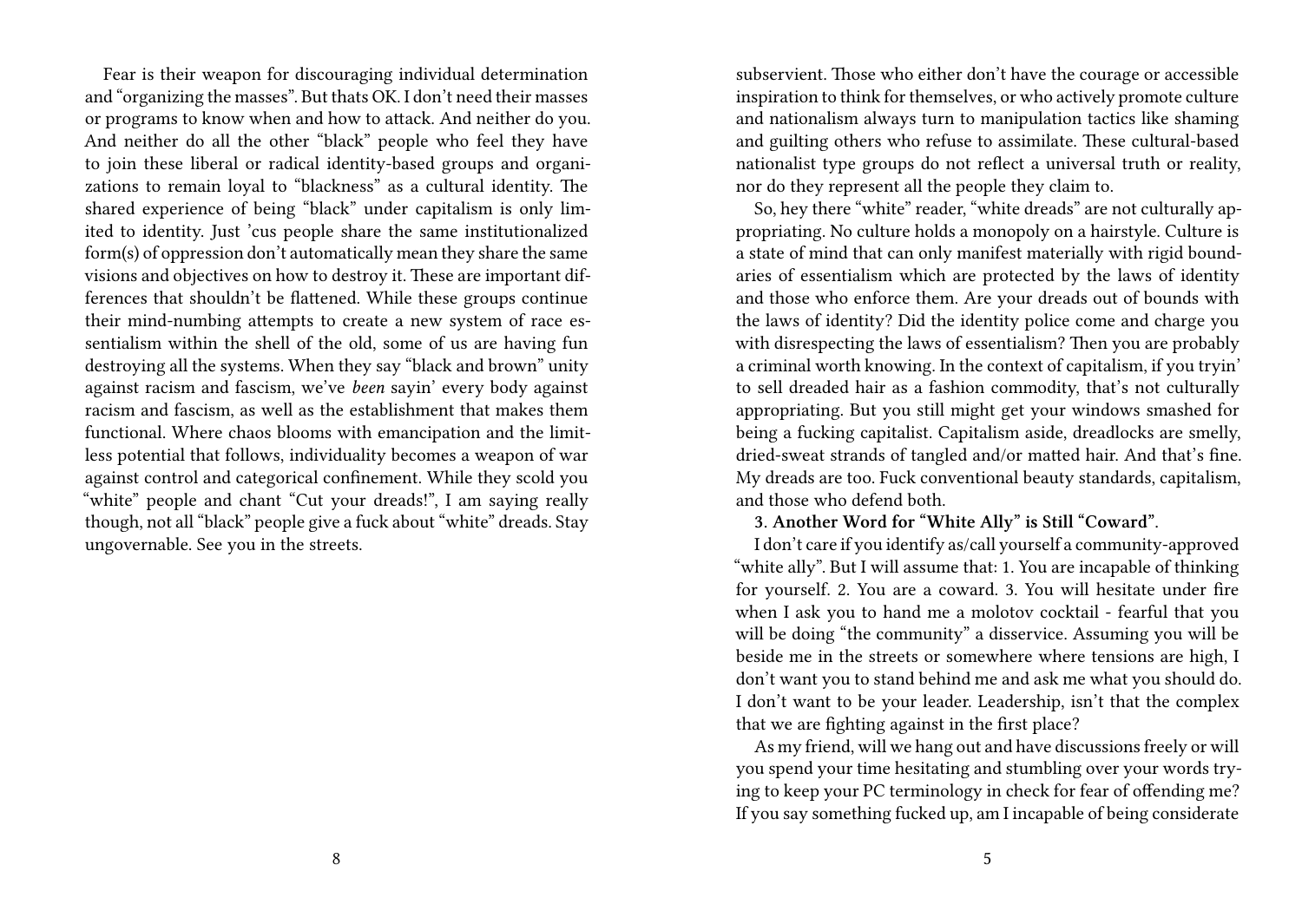Fear is their weapon for discouraging individual determination and "organizing the masses". But thats OK. I don't need their masses or programs to know when and how to attack. And neither do you. And neither do all the other "black" people who feel they have to join these liberal or radical identity-based groups and organizations to remain loyal to "blackness" as a cultural identity. The shared experience of being "black" under capitalism is only limited to identity. Just 'cus people share the same institutionalized form(s) of oppression don't automatically mean they share the same visions and objectives on how to destroy it. These are important differences that shouldn't be flattened. While these groups continue their mind-numbing attempts to create a new system of race essentialism within the shell of the old, some of us are having fun destroying all the systems. When they say "black and brown" unity against racism and fascism, we've *been* sayin' every body against racism and fascism, as well as the establishment that makes them functional. Where chaos blooms with emancipation and the limitless potential that follows, individuality becomes a weapon of war against control and categorical confinement. While they scold you "white" people and chant "Cut your dreads!", I am saying really though, not all "black" people give a fuck about "white" dreads. Stay ungovernable. See you in the streets.

subservient. Those who either don't have the courage or accessible inspiration to think for themselves, or who actively promote culture and nationalism always turn to manipulation tactics like shaming and guilting others who refuse to assimilate. These cultural-based nationalist type groups do not reflect a universal truth or reality, nor do they represent all the people they claim to.

So, hey there "white" reader, "white dreads" are not culturally appropriating. No culture holds a monopoly on a hairstyle. Culture is a state of mind that can only manifest materially with rigid boundaries of essentialism which are protected by the laws of identity and those who enforce them. Are your dreads out of bounds with the laws of identity? Did the identity police come and charge you with disrespecting the laws of essentialism? Then you are probably a criminal worth knowing. In the context of capitalism, if you tryin' to sell dreaded hair as a fashion commodity, that's not culturally appropriating. But you still might get your windows smashed for being a fucking capitalist. Capitalism aside, dreadlocks are smelly, dried-sweat strands of tangled and/or matted hair. And that's fine. My dreads are too. Fuck conventional beauty standards, capitalism, and those who defend both.

**3. Another Word for "White Ally" is Still "Coward".**

I don't care if you identify as/call yourself a community-approved "white ally". But I will assume that: 1. You are incapable of thinking for yourself. 2. You are a coward. 3. You will hesitate under fire when I ask you to hand me a molotov cocktail - fearful that you will be doing "the community" a disservice. Assuming you will be beside me in the streets or somewhere where tensions are high, I don't want you to stand behind me and ask me what you should do. I don't want to be your leader. Leadership, isn't that the complex that we are fighting against in the first place?

As my friend, will we hang out and have discussions freely or will you spend your time hesitating and stumbling over your words trying to keep your PC terminology in check for fear of offending me? If you say something fucked up, am I incapable of being considerate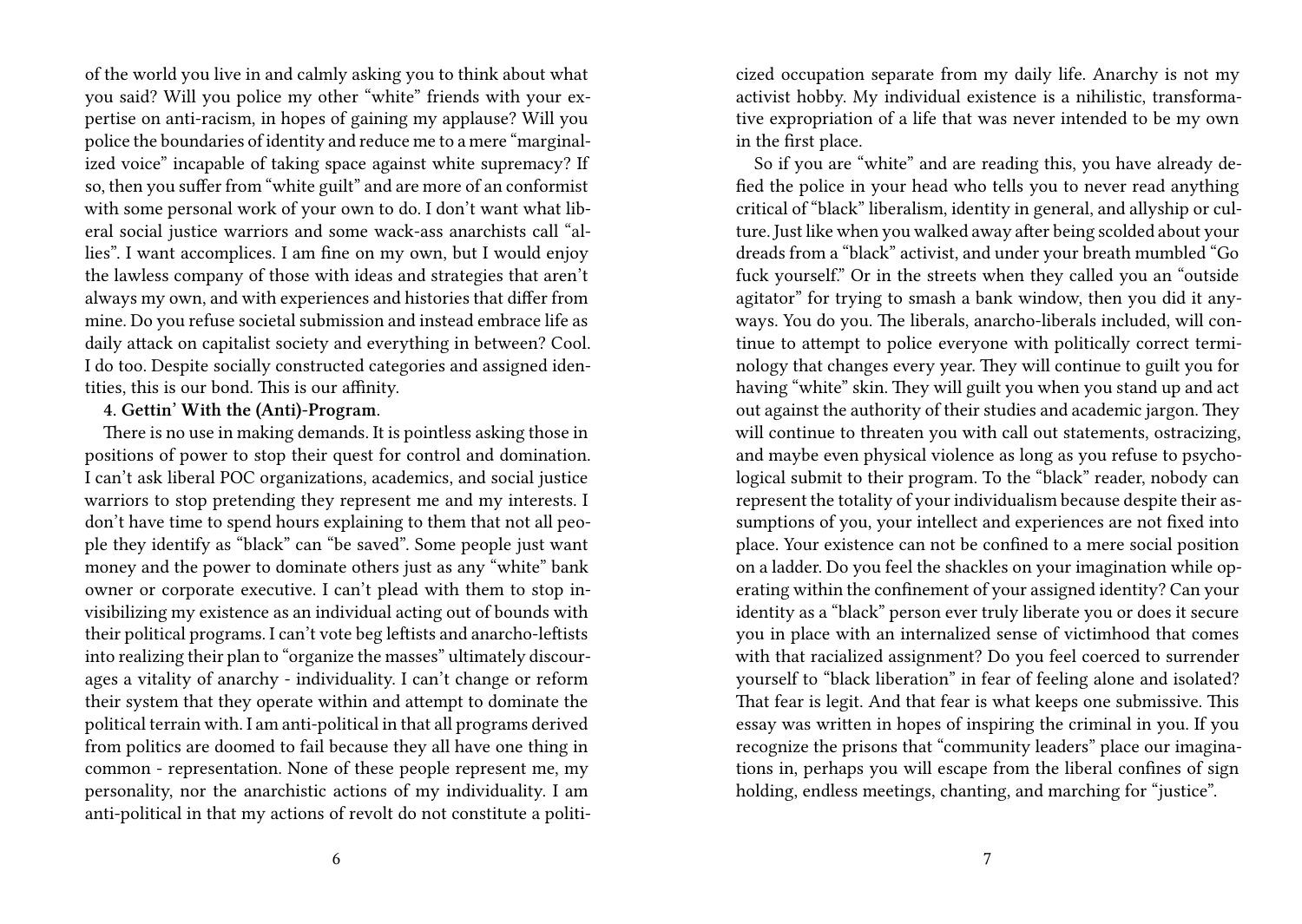of the world you live in and calmly asking you to think about what you said? Will you police my other "white" friends with your expertise on anti-racism, in hopes of gaining my applause? Will you police the boundaries of identity and reduce me to a mere "marginalized voice" incapable of taking space against white supremacy? If so, then you suffer from "white guilt" and are more of an conformist with some personal work of your own to do. I don't want what liberal social justice warriors and some wack-ass anarchists call "allies". I want accomplices. I am fine on my own, but I would enjoy the lawless company of those with ideas and strategies that aren't always my own, and with experiences and histories that differ from mine. Do you refuse societal submission and instead embrace life as daily attack on capitalist society and everything in between? Cool. I do too. Despite socially constructed categories and assigned identities, this is our bond. This is our affinity.

**4. Gettin' With the (Anti)-Program.**

There is no use in making demands. It is pointless asking those in positions of power to stop their quest for control and domination. I can't ask liberal POC organizations, academics, and social justice warriors to stop pretending they represent me and my interests. I don't have time to spend hours explaining to them that not all people they identify as "black" can "be saved". Some people just want money and the power to dominate others just as any "white" bank owner or corporate executive. I can't plead with them to stop invisibilizing my existence as an individual acting out of bounds with their political programs. I can't vote beg leftists and anarcho-leftists into realizing their plan to "organize the masses" ultimately discourages a vitality of anarchy - individuality. I can't change or reform their system that they operate within and attempt to dominate the political terrain with. I am anti-political in that all programs derived from politics are doomed to fail because they all have one thing in common - representation. None of these people represent me, my personality, nor the anarchistic actions of my individuality. I am anti-political in that my actions of revolt do not constitute a politicized occupation separate from my daily life. Anarchy is not my activist hobby. My individual existence is a nihilistic, transformative expropriation of a life that was never intended to be my own in the first place.

So if you are "white" and are reading this, you have already defied the police in your head who tells you to never read anything critical of "black" liberalism, identity in general, and allyship or culture. Just like when you walked away after being scolded about your dreads from a "black" activist, and under your breath mumbled "Go fuck yourself." Or in the streets when they called you an "outside agitator" for trying to smash a bank window, then you did it anyways. You do you. The liberals, anarcho-liberals included, will continue to attempt to police everyone with politically correct terminology that changes every year. They will continue to guilt you for having "white" skin. They will guilt you when you stand up and act out against the authority of their studies and academic jargon. They will continue to threaten you with call out statements, ostracizing, and maybe even physical violence as long as you refuse to psychological submit to their program. To the "black" reader, nobody can represent the totality of your individualism because despite their assumptions of you, your intellect and experiences are not fixed into place. Your existence can not be confined to a mere social position on a ladder. Do you feel the shackles on your imagination while operating within the confinement of your assigned identity? Can your identity as a "black" person ever truly liberate you or does it secure you in place with an internalized sense of victimhood that comes with that racialized assignment? Do you feel coerced to surrender yourself to "black liberation" in fear of feeling alone and isolated? That fear is legit. And that fear is what keeps one submissive. This essay was written in hopes of inspiring the criminal in you. If you recognize the prisons that "community leaders" place our imaginations in, perhaps you will escape from the liberal confines of sign holding, endless meetings, chanting, and marching for "justice".